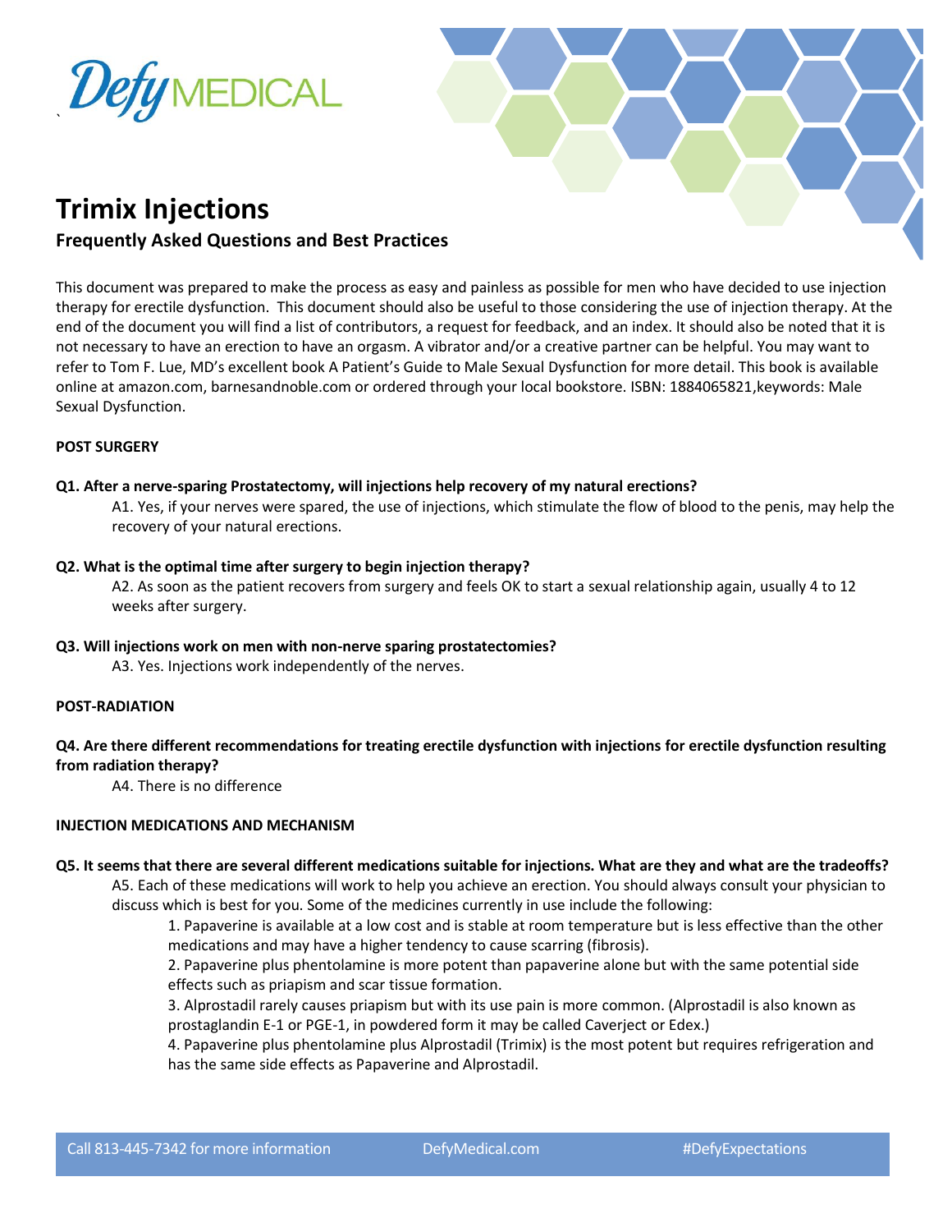# Trimix Injections

## Frequently Asked Questions and Best Practices

This document was prepared to make the process as easy and painless as possible for men who have decided to use injection therapy for erectile dysfunction. This document should also be useful to those considering the use of injection therapy. At the end of the document you will find a list of contributors, a request for feedback, and an index. It should also be noted that it is not necessary to have an erection to have an orgasm. A vibrator and/or a creative partner can be helpful. You may want to refer to Tom F. Lue, MD's excellent book A Patient's Guide to Male Sexual Dysfunction for more detail. This book is available online at amazon.com, barnesandnoble.com or ordered through your local bookstore. ISBN: 1884065821,keywords: Male Sexual Dysfunction.

**POST SURGERY**

**Q1. After a nerve-sparing Prostatectomy, will injections help recovery of my natural erections?**

A1. Yes, if your nerves were spared, the use of injections, which stimulate the flow of blood to the penis, may help the recovery of your natural erections.

**Q2. What is the optimal time after surgery to begin injection therapy?**

A2. As soon as the patient recovers from surgery and feels OK to start a sexual relationship again, usually 4 to 12 weeks after surgery.

**Q3. Will injections work on men with non-nerve sparing prostatectomies?**

A3. Yes. Injections work independently of the nerves.

**POST-RADIATION**

**Q4. Are there different recommendations for treating erectile dysfunction with injections for erectile dysfunction resulting from radiation therapy?**

A4. There is no difference

**INJECTION MEDICATIONS AND MECHANISM**

**Q5. It seems that there are several different medications suitable for injections. What are they and what are the tradeoffs?**

A5. Each of these medications will work to help you achieve an erection. You should always consult your physician to discuss which is best for you. Some of the medicines currently in use include the following:

1. Papaverine is available at a low cost and is stable at room temperature but is less effective than the other medications and may have a higher tendency to cause scarring (fibrosis).
2. Papaverine plus phentolamine is more potent than papaverine alone but with the same potential side effects such as priapism and scar tissue formation.
3. Alprostadil rarely causes priapism but with its use pain is more common. (Alprostadil is also known as prostaglandin E-1 or PGE-1, in powdered form it may be called Caverject or Edex.)
4. Papaverine plus phentolamine plus Alprostadil (Trimix) is the most potent but requires refrigeration and has the same side effects as Papaverine and Alprostadil.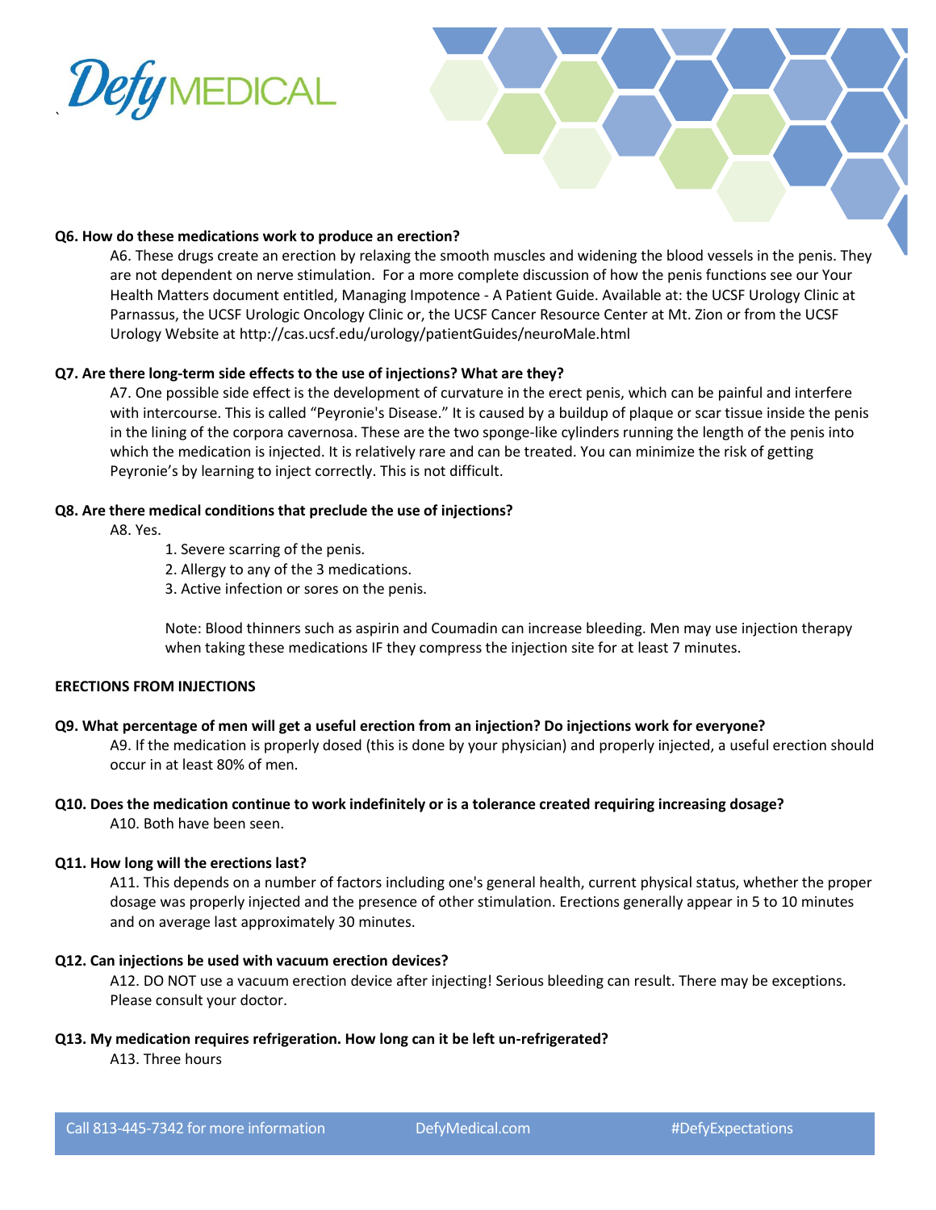**Q6. How do these medications work to produce an erection?**

A6. These drugs create an erection by relaxing the smooth muscles and widening the blood vessels in the penis. They are not dependent on nerve stimulation. For a more complete discussion of how the penis functions see our Your Health Matters document entitled, Managing Impotence - A Patient Guide. Available at: the UCSF Urology Clinic at Parnassus, the UCSF Urologic Oncology Clinic or, the UCSF Cancer Resource Center at Mt. Zion or from the UCSF Urology Website at http://cas.ucsf.edu/urology/patientGuides/neuroMale.html

**Q7. Are there long-term side effects to the use of injections? What are they?**

A7. One possible side effect is the development of curvature in the erect penis, which can be painful and interfere with intercourse. This is called "Peyronie's Disease." It is caused by a buildup of plaque or scar tissue inside the penis in the lining of the corpora cavernosa. These are the two sponge-like cylinders running the length of the penis into which the medication is injected. It is relatively rare and can be treated. You can minimize the risk of getting Peyronie's by learning to inject correctly. This is not difficult.

**Q8. Are there medical conditions that preclude the use of injections?**

A8. Yes.

1. Severe scarring of the penis.
2. Allergy to any of the 3 medications.
3. Active infection or sores on the penis.

Note: Blood thinners such as aspirin and Coumadin can increase bleeding. Men may use injection therapy when taking these medications IF they compress the injection site for at least 7 minutes.

**ERECTIONS FROM INJECTIONS**

**Q9. What percentage of men will get a useful erection from an injection? Do injections work for everyone?**

A9. If the medication is properly dosed (this is done by your physician) and properly injected, a useful erection should occur in at least 80% of men.

**Q10. Does the medication continue to work indefinitely or is a tolerance created requiring increasing dosage?**

A10. Both have been seen.

**Q11. How long will the erections last?**

A11. This depends on a number of factors including one's general health, current physical status, whether the proper dosage was properly injected and the presence of other stimulation. Erections generally appear in 5 to 10 minutes and on average last approximately 30 minutes.

**Q12. Can injections be used with vacuum erection devices?**

A12. DO NOT use a vacuum erection device after injecting! Serious bleeding can result. There may be exceptions. Please consult your doctor.

**Q13. My medication requires refrigeration. How long can it be left un-refrigerated?**

A13. Three hours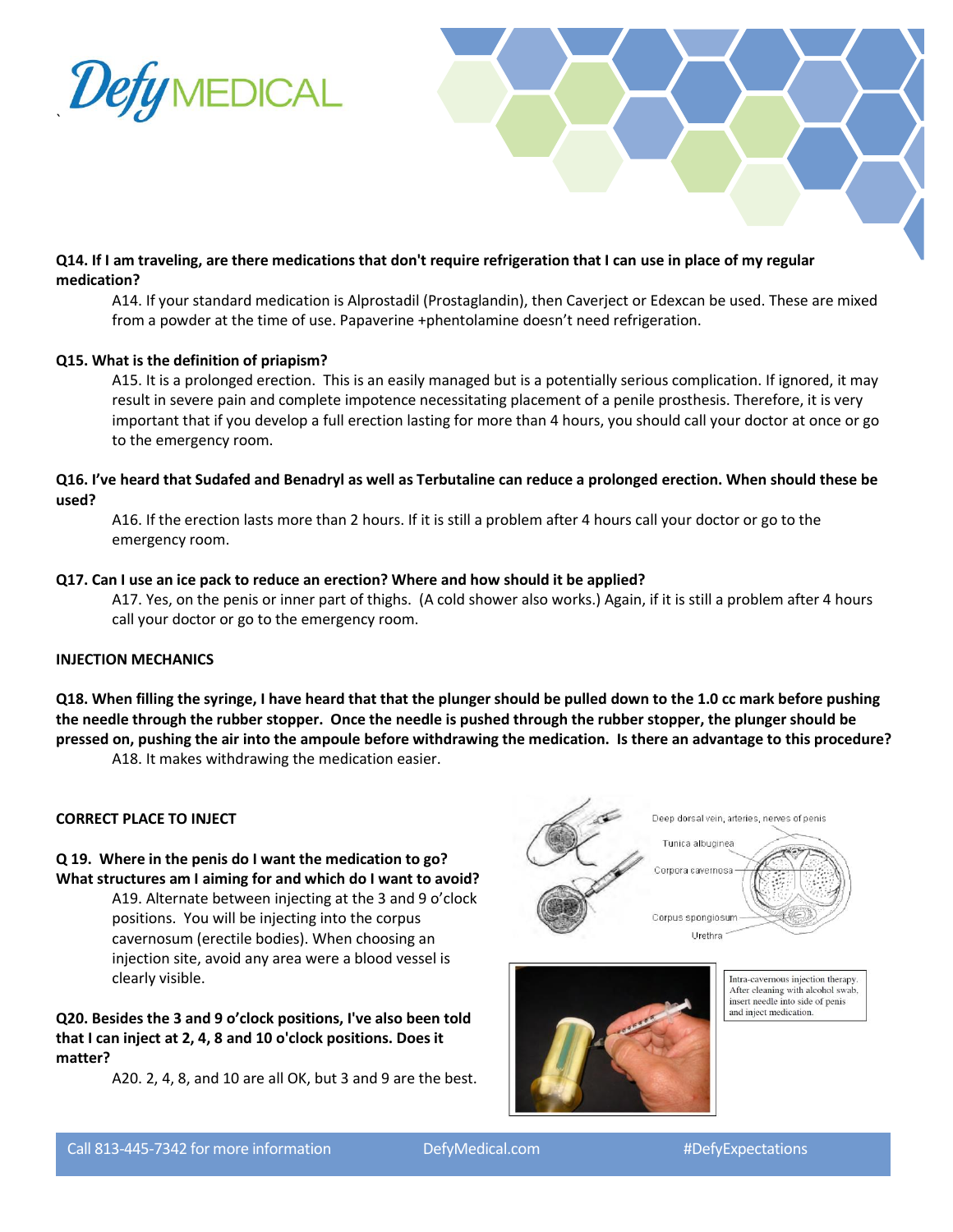**Q14. If I am traveling, are there medications that don't require refrigeration that I can use in place of my regular medication?**

A14. If your standard medication is Alprostadil (Prostaglandin), then Caverject or Edexcan be used. These are mixed from a powder at the time of use. Papaverine +phentolamine doesn't need refrigeration.

**Q15. What is the definition of priapism?**

A15. It is a prolonged erection. This is an easily managed but is a potentially serious complication. If ignored, it may result in severe pain and complete impotence necessitating placement of a penile prosthesis. Therefore, it is very important that if you develop a full erection lasting for more than 4 hours, you should call your doctor at once or go to the emergency room.

**Q16. I've heard that Sudafed and Benadryl as well as Terbutaline can reduce a prolonged erection. When should these be used?**

A16. If the erection lasts more than 2 hours. If it is still a problem after 4 hours call your doctor or go to the emergency room.

**Q17. Can I use an ice pack to reduce an erection? Where and how should it be applied?**

A17. Yes, on the penis or inner part of thighs. (A cold shower also works.) Again, if it is still a problem after 4 hours call your doctor or go to the emergency room.

**INJECTION MECHANICS**

**Q18. When filling the syringe, I have heard that that the plunger should be pulled down to the 1.0 cc mark before pushing the needle through the rubber stopper. Once the needle is pushed through the rubber stopper, the plunger should be pressed on, pushing the air into the ampoule before withdrawing the medication. Is there an advantage to this procedure?**

A18. It makes withdrawing the medication easier.

**CORRECT PLACE TO INJECT**

**Q 19. Where in the penis do I want the medication to go? What structures am I aiming for and which do I want to avoid?**

A19. Alternate between injecting at the 3 and 9 o'clock positions. You will be injecting into the corpus cavernosum (erectile bodies). When choosing an injection site, avoid any area were a blood vessel is clearly visible.

**Q20. Besides the 3 and 9 o'clock positions, I've also been told that I can inject at 2, 4, 8 and 10 o'clock positions. Does it matter?**

A20. 2, 4, 8, and 10 are all OK, but 3 and 9 are the best.

Deep dorsal vein, arteries, nerves of penis

Tunica albuginea

Corpora cavernosa

Corpus spongiosum

Urethra

Intra-cavernous injection therapy. After cleaning with alcohol swab, insert needle into side of penis and inject medication.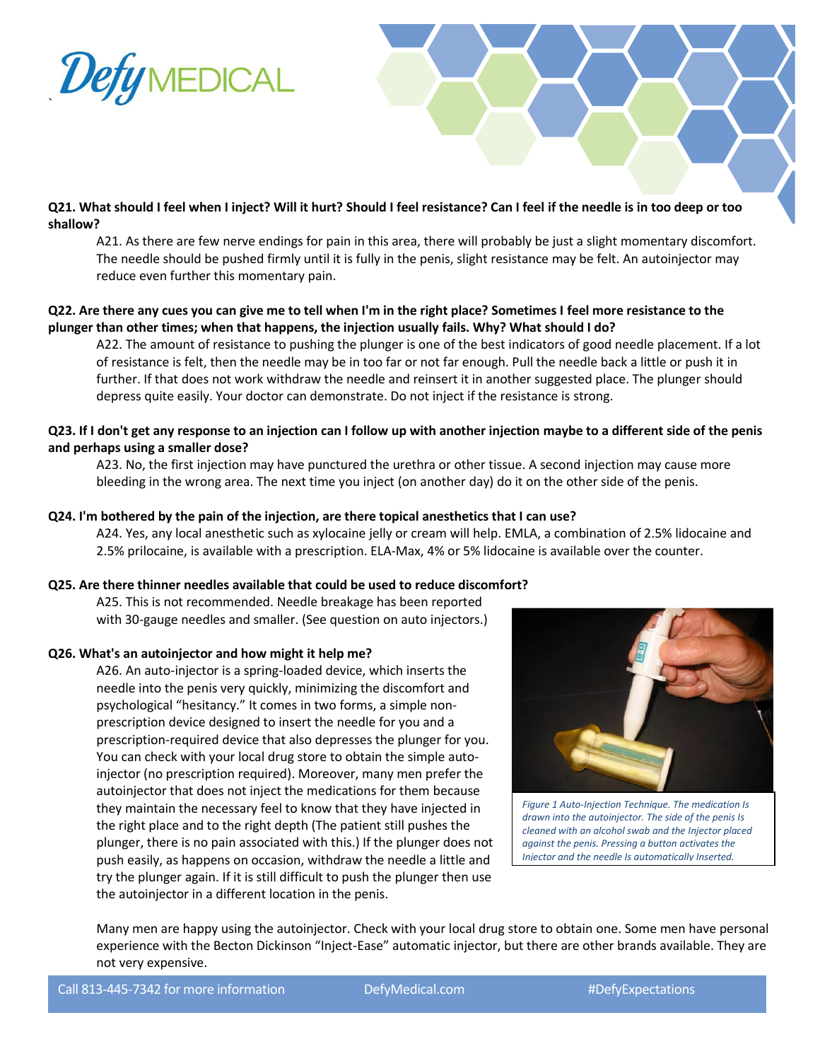**Q21. What should I feel when I inject? Will it hurt? Should I feel resistance? Can I feel if the needle is in too deep or too shallow?**

A21. As there are few nerve endings for pain in this area, there will probably be just a slight momentary discomfort. The needle should be pushed firmly until it is fully in the penis, slight resistance may be felt. An autoinjector may reduce even further this momentary pain.

**Q22. Are there any cues you can give me to tell when I'm in the right place? Sometimes I feel more resistance to the plunger than other times; when that happens, the injection usually fails. Why? What should I do?**

A22. The amount of resistance to pushing the plunger is one of the best indicators of good needle placement. If a lot of resistance is felt, then the needle may be in too far or not far enough. Pull the needle back a little or push it in further. If that does not work withdraw the needle and reinsert it in another suggested place. The plunger should depress quite easily. Your doctor can demonstrate. Do not inject if the resistance is strong.

**Q23. If I don't get any response to an injection can I follow up with another injection maybe to a different side of the penis and perhaps using a smaller dose?**

A23. No, the first injection may have punctured the urethra or other tissue. A second injection may cause more bleeding in the wrong area. The next time you inject (on another day) do it on the other side of the penis.

**Q24. I'm bothered by the pain of the injection, are there topical anesthetics that I can use?**

A24. Yes, any local anesthetic such as xylocaine jelly or cream will help. EMLA, a combination of 2.5% lidocaine and 2.5% prilocaine, is available with a prescription. ELA-Max, 4% or 5% lidocaine is available over the counter.

**Q25. Are there thinner needles available that could be used to reduce discomfort?**

A25. This is not recommended. Needle breakage has been reported with 30-gauge needles and smaller. (See question on auto injectors.)

**Q26. What's an autoinjector and how might it help me?**

A26. An auto-injector is a spring-loaded device, which inserts the needle into the penis very quickly, minimizing the discomfort and psychological "hesitancy." It comes in two forms, a simple non-prescription device designed to insert the needle for you and a prescription-required device that also depresses the plunger for you. You can check with your local drug store to obtain the simple auto-injector (no prescription required). Moreover, many men prefer the autoinjector that does not inject the medications for them because they maintain the necessary feel to know that they have injected in the right place and to the right depth (The patient still pushes the plunger, there is no pain associated with this.) If the plunger does not push easily, as happens on occasion, withdraw the needle a little and try the plunger again. If it is still difficult to push the plunger then use the autoinjector in a different location in the penis.

*Figure 1 Auto-Injection Technique. The medication Is drawn into the autoinjector. The side of the penis Is cleaned with an alcohol swab and the Injector placed against the penis. Pressing a button activates the Injector and the needle Is automatically Inserted.*

Many men are happy using the autoinjector. Check with your local drug store to obtain one. Some men have personal experience with the Becton Dickinson "Inject-Ease" automatic injector, but there are other brands available. They are not very expensive.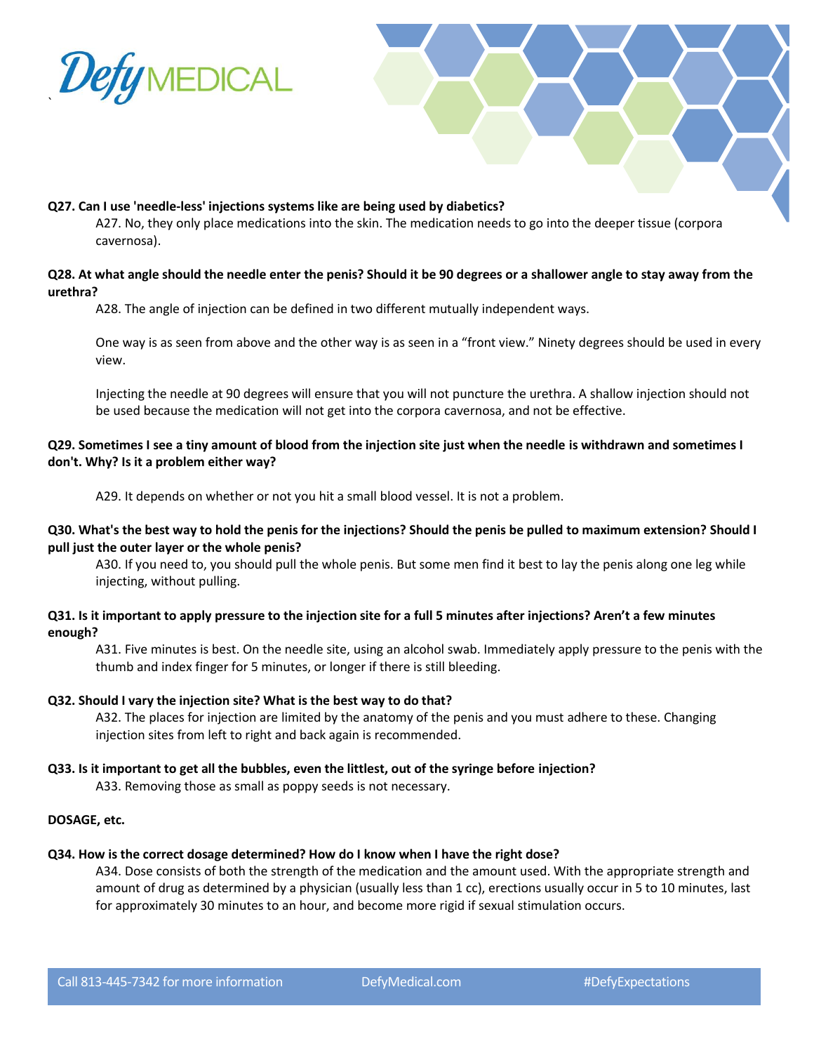**Q27. Can I use 'needle-less' injections systems like are being used by diabetics?**

A27. No, they only place medications into the skin. The medication needs to go into the deeper tissue (corpora cavernosa).

**Q28. At what angle should the needle enter the penis? Should it be 90 degrees or a shallower angle to stay away from the urethra?**

A28. The angle of injection can be defined in two different mutually independent ways.

One way is as seen from above and the other way is as seen in a "front view." Ninety degrees should be used in every view.

Injecting the needle at 90 degrees will ensure that you will not puncture the urethra. A shallow injection should not be used because the medication will not get into the corpora cavernosa, and not be effective.

**Q29. Sometimes I see a tiny amount of blood from the injection site just when the needle is withdrawn and sometimes I don't. Why? Is it a problem either way?**

A29. It depends on whether or not you hit a small blood vessel. It is not a problem.

**Q30. What's the best way to hold the penis for the injections? Should the penis be pulled to maximum extension? Should I pull just the outer layer or the whole penis?**

A30. If you need to, you should pull the whole penis. But some men find it best to lay the penis along one leg while injecting, without pulling.

**Q31. Is it important to apply pressure to the injection site for a full 5 minutes after injections? Aren't a few minutes enough?**

A31. Five minutes is best. On the needle site, using an alcohol swab. Immediately apply pressure to the penis with the thumb and index finger for 5 minutes, or longer if there is still bleeding.

**Q32. Should I vary the injection site? What is the best way to do that?**

A32. The places for injection are limited by the anatomy of the penis and you must adhere to these. Changing injection sites from left to right and back again is recommended.

**Q33. Is it important to get all the bubbles, even the littlest, out of the syringe before injection?**

A33. Removing those as small as poppy seeds is not necessary.

**DOSAGE, etc.**

**Q34. How is the correct dosage determined? How do I know when I have the right dose?**

A34. Dose consists of both the strength of the medication and the amount used. With the appropriate strength and amount of drug as determined by a physician (usually less than 1 cc), erections usually occur in 5 to 10 minutes, last for approximately 30 minutes to an hour, and become more rigid if sexual stimulation occurs.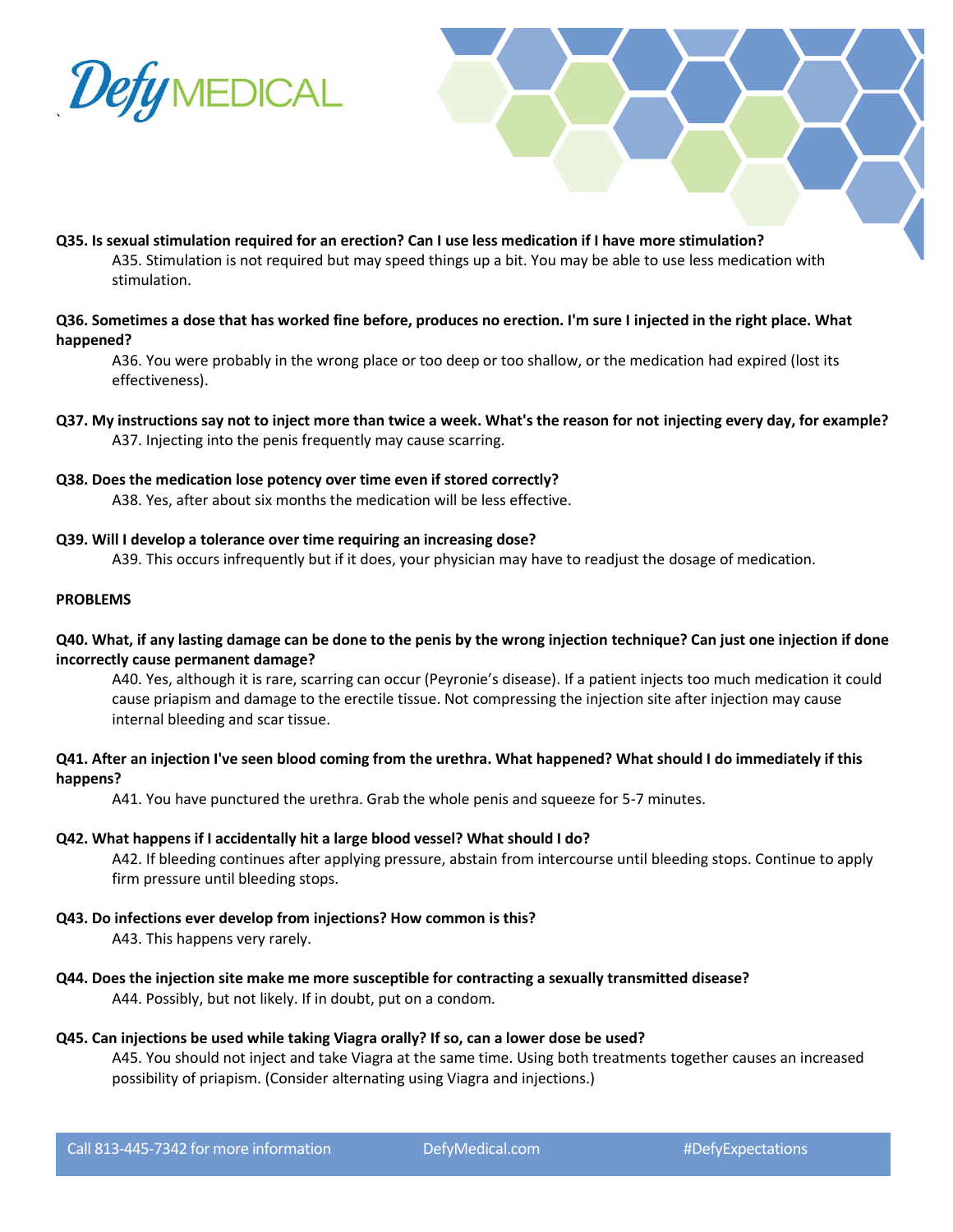**Q35. Is sexual stimulation required for an erection? Can I use less medication if I have more stimulation?**

A35. Stimulation is not required but may speed things up a bit. You may be able to use less medication with stimulation.

**Q36. Sometimes a dose that has worked fine before, produces no erection. I'm sure I injected in the right place. What happened?**

A36. You were probably in the wrong place or too deep or too shallow, or the medication had expired (lost its effectiveness).

**Q37. My instructions say not to inject more than twice a week. What's the reason for not injecting every day, for example?**

A37. Injecting into the penis frequently may cause scarring.

**Q38. Does the medication lose potency over time even if stored correctly?**

A38. Yes, after about six months the medication will be less effective.

**Q39. Will I develop a tolerance over time requiring an increasing dose?**

A39. This occurs infrequently but if it does, your physician may have to readjust the dosage of medication.

**PROBLEMS**

**Q40. What, if any lasting damage can be done to the penis by the wrong injection technique? Can just one injection if done incorrectly cause permanent damage?**

A40. Yes, although it is rare, scarring can occur (Peyronie's disease). If a patient injects too much medication it could cause priapism and damage to the erectile tissue. Not compressing the injection site after injection may cause internal bleeding and scar tissue.

**Q41. After an injection I've seen blood coming from the urethra. What happened? What should I do immediately if this happens?**

A41. You have punctured the urethra. Grab the whole penis and squeeze for 5-7 minutes.

**Q42. What happens if I accidentally hit a large blood vessel? What should I do?**

A42. If bleeding continues after applying pressure, abstain from intercourse until bleeding stops. Continue to apply firm pressure until bleeding stops.

**Q43. Do infections ever develop from injections? How common is this?**

A43. This happens very rarely.

**Q44. Does the injection site make me more susceptible for contracting a sexually transmitted disease?**

A44. Possibly, but not likely. If in doubt, put on a condom.

**Q45. Can injections be used while taking Viagra orally? If so, can a lower dose be used?**

A45. You should not inject and take Viagra at the same time. Using both treatments together causes an increased possibility of priapism. (Consider alternating using Viagra and injections.)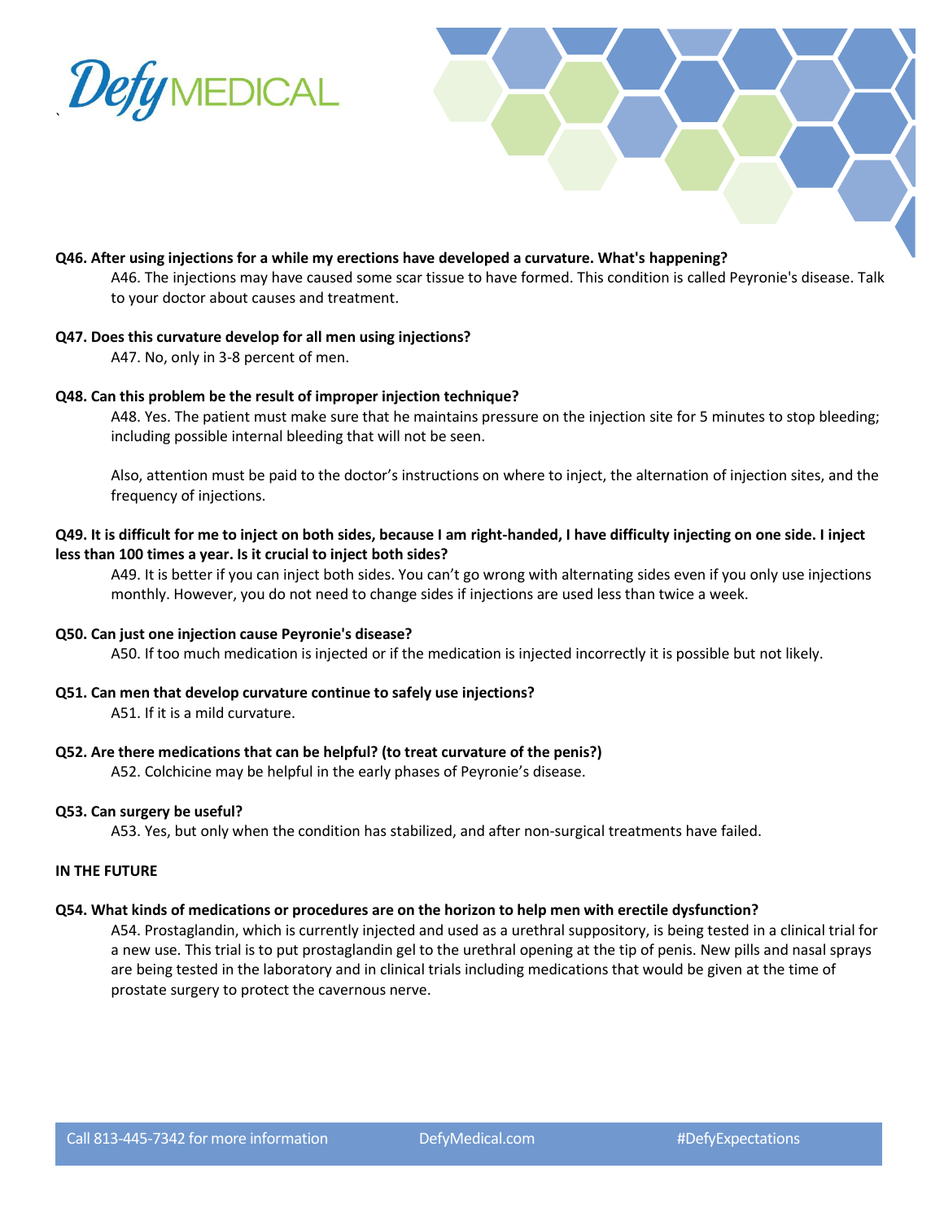**Q46. After using injections for a while my erections have developed a curvature. What's happening?**

A46. The injections may have caused some scar tissue to have formed. This condition is called Peyronie's disease. Talk to your doctor about causes and treatment.

**Q47. Does this curvature develop for all men using injections?**

A47. No, only in 3-8 percent of men.

**Q48. Can this problem be the result of improper injection technique?**

A48. Yes. The patient must make sure that he maintains pressure on the injection site for 5 minutes to stop bleeding; including possible internal bleeding that will not be seen.

Also, attention must be paid to the doctor's instructions on where to inject, the alternation of injection sites, and the frequency of injections.

**Q49. It is difficult for me to inject on both sides, because I am right-handed, I have difficulty injecting on one side. I inject less than 100 times a year. Is it crucial to inject both sides?**

A49. It is better if you can inject both sides. You can't go wrong with alternating sides even if you only use injections monthly. However, you do not need to change sides if injections are used less than twice a week.

**Q50. Can just one injection cause Peyronie's disease?**

A50. If too much medication is injected or if the medication is injected incorrectly it is possible but not likely.

**Q51. Can men that develop curvature continue to safely use injections?**

A51. If it is a mild curvature.

**Q52. Are there medications that can be helpful? (to treat curvature of the penis?)**

A52. Colchicine may be helpful in the early phases of Peyronie's disease.

**Q53. Can surgery be useful?**

A53. Yes, but only when the condition has stabilized, and after non-surgical treatments have failed.

**IN THE FUTURE**

**Q54. What kinds of medications or procedures are on the horizon to help men with erectile dysfunction?**

A54. Prostaglandin, which is currently injected and used as a urethral suppository, is being tested in a clinical trial for a new use. This trial is to put prostaglandin gel to the urethral opening at the tip of penis. New pills and nasal sprays are being tested in the laboratory and in clinical trials including medications that would be given at the time of prostate surgery to protect the cavernous nerve.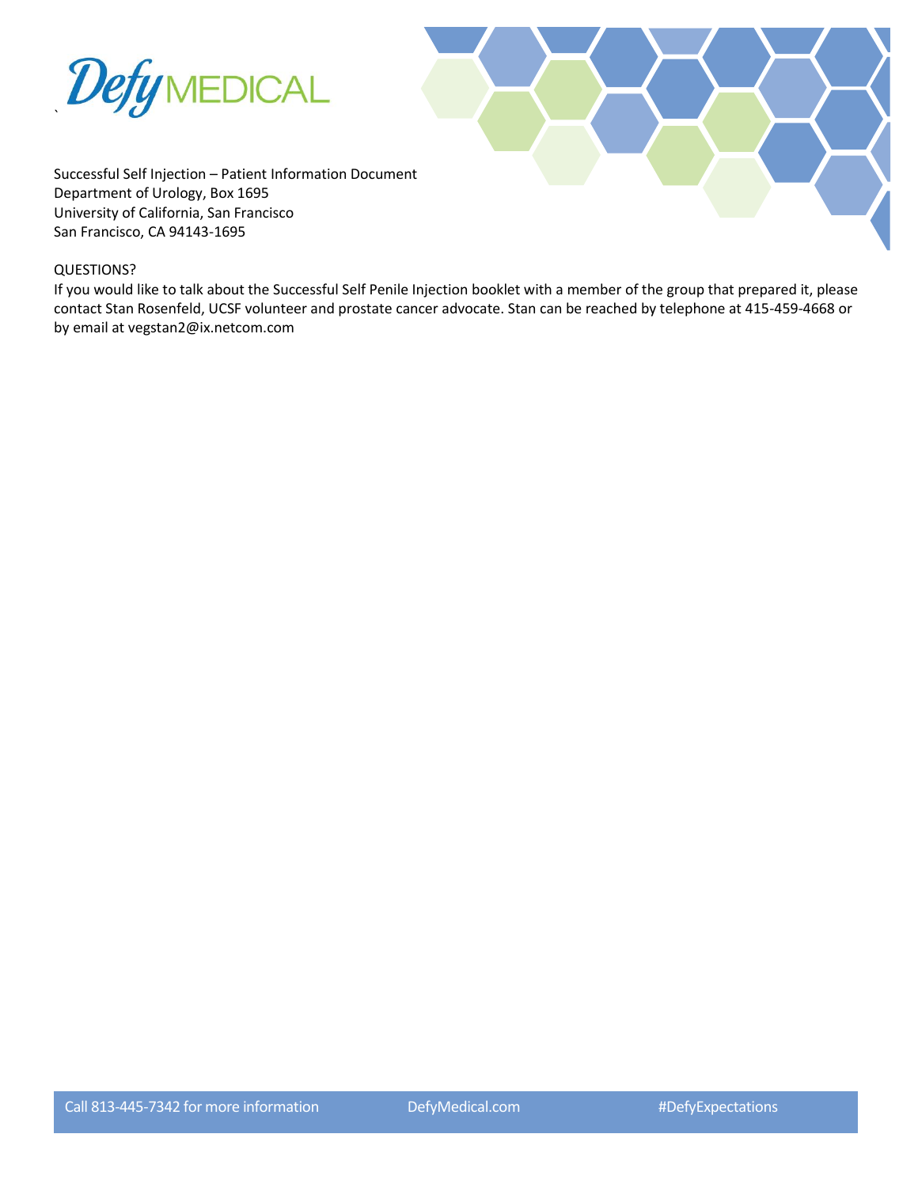Successful Self Injection – Patient Information Document
Department of Urology, Box 1695
University of California, San Francisco
San Francisco, CA 94143-1695

QUESTIONS?

If you would like to talk about the Successful Self Penile Injection booklet with a member of the group that prepared it, please contact Stan Rosenfeld, UCSF volunteer and prostate cancer advocate. Stan can be reached by telephone at 415-459-4668 or by email at vegstan2@ix.netcom.com